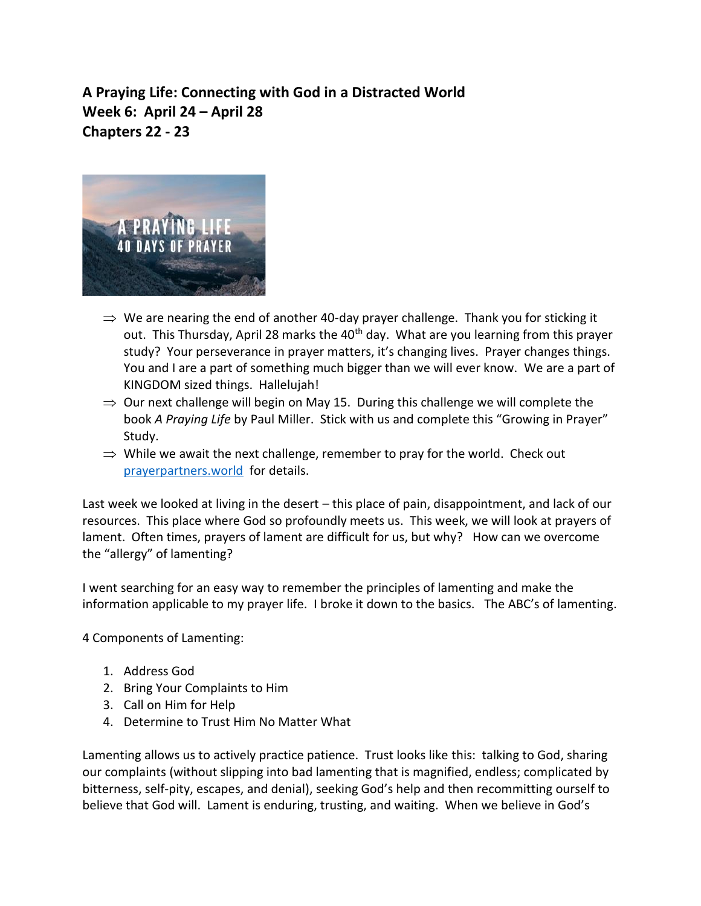**A Praying Life: Connecting with God in a Distracted World**
**Week 6: April 24 – April 28**
**Chapters 22 - 23**

- ⇒ We are nearing the end of another 40-day prayer challenge. Thank you for sticking it out. This Thursday, April 28 marks the 40th day. What are you learning from this prayer study? Your perseverance in prayer matters, it's changing lives. Prayer changes things. You and I are a part of something much bigger than we will ever know. We are a part of KINGDOM sized things. Hallelujah!
- ⇒ Our next challenge will begin on May 15. During this challenge we will complete the book *A Praying Life* by Paul Miller. Stick with us and complete this "Growing in Prayer" Study.
- ⇒ While we await the next challenge, remember to pray for the world. Check out [prayerpartners.world](prayerpartners.world) for details.

Last week we looked at living in the desert – this place of pain, disappointment, and lack of our resources. This place where God so profoundly meets us. This week, we will look at prayers of lament. Often times, prayers of lament are difficult for us, but why? How can we overcome the "allergy" of lamenting?

I went searching for an easy way to remember the principles of lamenting and make the information applicable to my prayer life. I broke it down to the basics. The ABC's of lamenting.

4 Components of Lamenting:

1. Address God
2. Bring Your Complaints to Him
3. Call on Him for Help
4. Determine to Trust Him No Matter What

Lamenting allows us to actively practice patience. Trust looks like this: talking to God, sharing our complaints (without slipping into bad lamenting that is magnified, endless; complicated by bitterness, self-pity, escapes, and denial), seeking God's help and then recommitting ourself to believe that God will. Lament is enduring, trusting, and waiting. When we believe in God's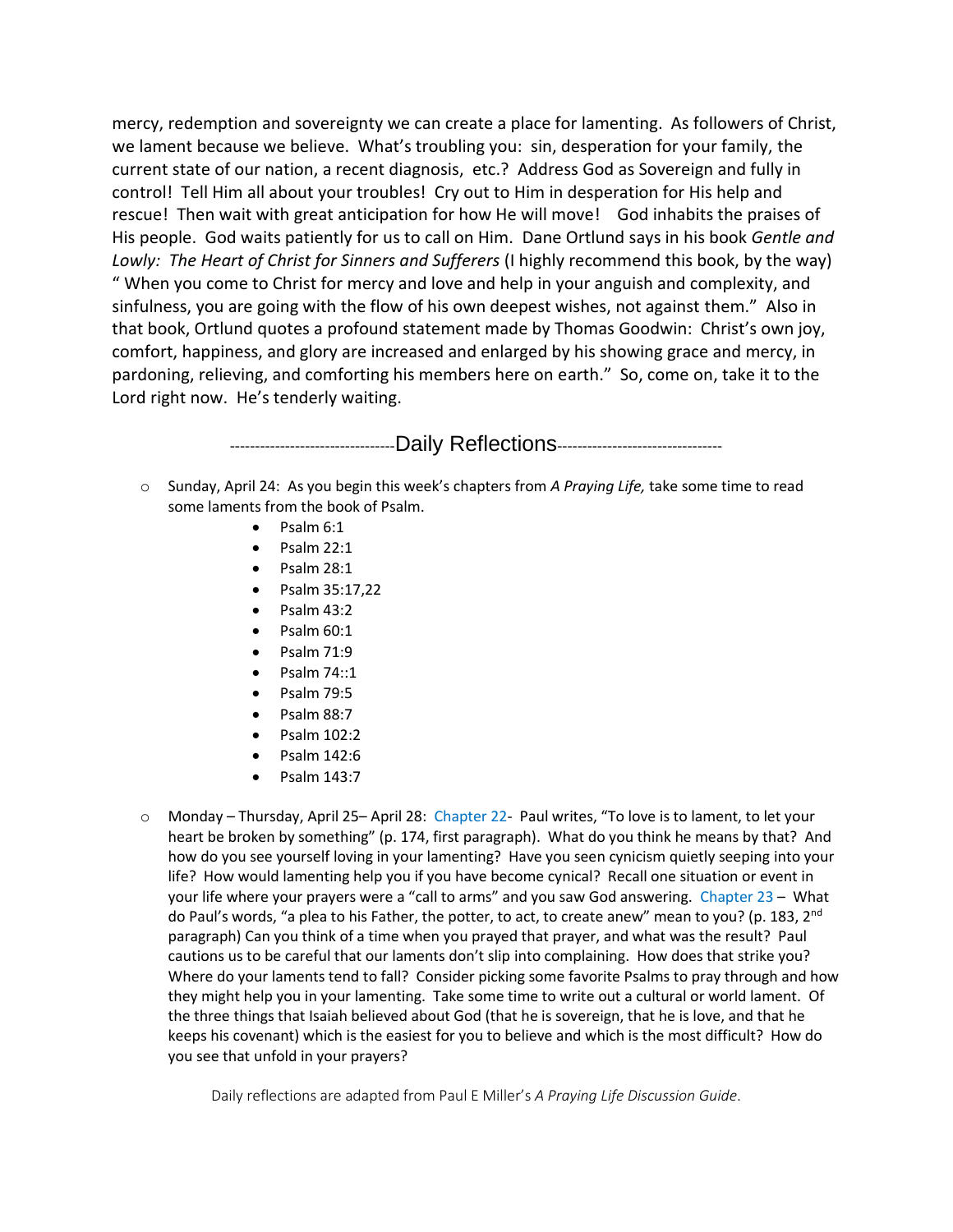mercy, redemption and sovereignty we can create a place for lamenting. As followers of Christ, we lament because we believe. What's troubling you: sin, desperation for your family, the current state of our nation, a recent diagnosis, etc.? Address God as Sovereign and fully in control! Tell Him all about your troubles! Cry out to Him in desperation for His help and rescue! Then wait with great anticipation for how He will move! God inhabits the praises of His people. God waits patiently for us to call on Him. Dane Ortlund says in his book *Gentle and Lowly: The Heart of Christ for Sinners and Sufferers* (I highly recommend this book, by the way) " When you come to Christ for mercy and love and help in your anguish and complexity, and sinfulness, you are going with the flow of his own deepest wishes, not against them." Also in that book, Ortlund quotes a profound statement made by Thomas Goodwin: Christ's own joy, comfort, happiness, and glory are increased and enlarged by his showing grace and mercy, in pardoning, relieving, and comforting his members here on earth." So, come on, take it to the Lord right now. He's tenderly waiting.

## ---------------------------------Daily Reflections---------------------------------

- Sunday, April 24: As you begin this week's chapters from *A Praying Life,* take some time to read some laments from the book of Psalm.
  - Psalm 6:1
  - Psalm 22:1
  - Psalm 28:1
  - Psalm 35:17,22
  - Psalm 43:2
  - Psalm 60:1
  - Psalm 71:9
  - Psalm 74::1
  - Psalm 79:5
  - Psalm 88:7
  - Psalm 102:2
  - Psalm 142:6
  - Psalm 143:7

- Monday – Thursday, April 25– April 28: Chapter 22- Paul writes, "To love is to lament, to let your heart be broken by something" (p. 174, first paragraph). What do you think he means by that? And how do you see yourself loving in your lamenting? Have you seen cynicism quietly seeping into your life? How would lamenting help you if you have become cynical? Recall one situation or event in your life where your prayers were a "call to arms" and you saw God answering. Chapter 23 – What do Paul's words, "a plea to his Father, the potter, to act, to create anew" mean to you? (p. 183, 2nd paragraph) Can you think of a time when you prayed that prayer, and what was the result? Paul cautions us to be careful that our laments don't slip into complaining. How does that strike you? Where do your laments tend to fall? Consider picking some favorite Psalms to pray through and how they might help you in your lamenting. Take some time to write out a cultural or world lament. Of the three things that Isaiah believed about God (that he is sovereign, that he is love, and that he keeps his covenant) which is the easiest for you to believe and which is the most difficult? How do you see that unfold in your prayers?

Daily reflections are adapted from Paul E Miller's *A Praying Life Discussion Guide*.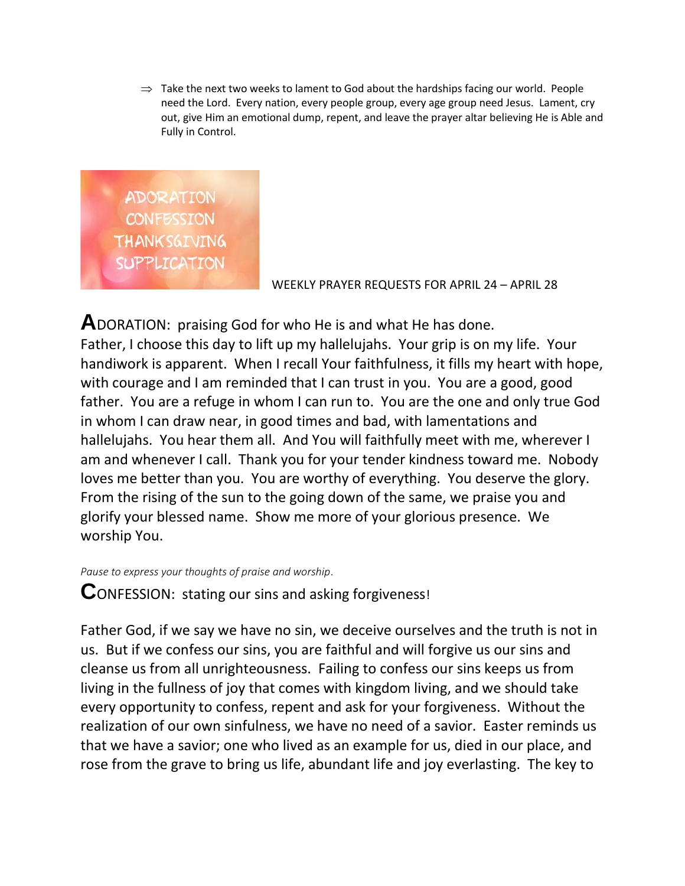⇒ Take the next two weeks to lament to God about the hardships facing our world. People need the Lord. Every nation, every people group, every age group need Jesus. Lament, cry out, give Him an emotional dump, repent, and leave the prayer altar believing He is Able and Fully in Control.

ADORATION
CONFESSION
THANKSGIVING
SUPPLICATION

WEEKLY PRAYER REQUESTS FOR APRIL 24 – APRIL 28

**A**DORATION: praising God for who He is and what He has done.
Father, I choose this day to lift up my hallelujahs. Your grip is on my life. Your handiwork is apparent. When I recall Your faithfulness, it fills my heart with hope, with courage and I am reminded that I can trust in you. You are a good, good father. You are a refuge in whom I can run to. You are the one and only true God in whom I can draw near, in good times and bad, with lamentations and hallelujahs. You hear them all. And You will faithfully meet with me, wherever I am and whenever I call. Thank you for your tender kindness toward me. Nobody loves me better than you. You are worthy of everything. You deserve the glory. From the rising of the sun to the going down of the same, we praise you and glorify your blessed name. Show me more of your glorious presence. We worship You.

*Pause to express your thoughts of praise and worship.*

**C**ONFESSION: stating our sins and asking forgiveness!

Father God, if we say we have no sin, we deceive ourselves and the truth is not in us. But if we confess our sins, you are faithful and will forgive us our sins and cleanse us from all unrighteousness. Failing to confess our sins keeps us from living in the fullness of joy that comes with kingdom living, and we should take every opportunity to confess, repent and ask for your forgiveness. Without the realization of our own sinfulness, we have no need of a savior. Easter reminds us that we have a savior; one who lived as an example for us, died in our place, and rose from the grave to bring us life, abundant life and joy everlasting. The key to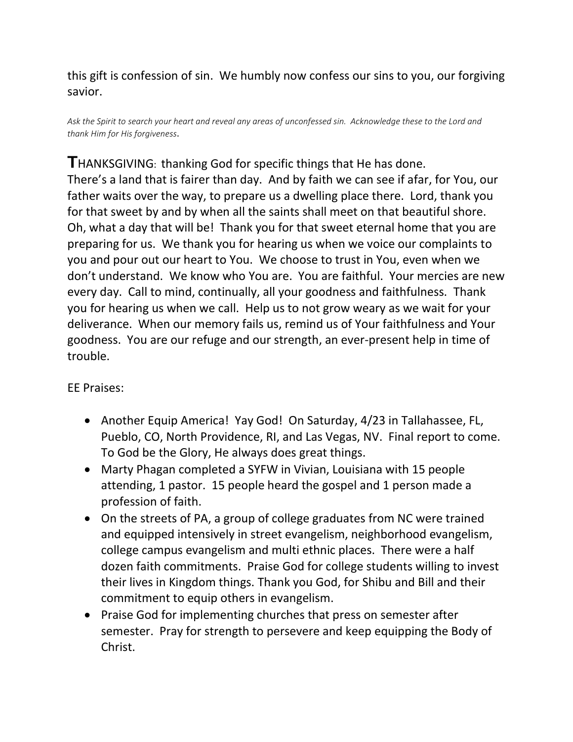this gift is confession of sin. We humbly now confess our sins to you, our forgiving savior.

*Ask the Spirit to search your heart and reveal any areas of unconfessed sin. Acknowledge these to the Lord and thank Him for His forgiveness.*

**T**HANKSGIVING: thanking God for specific things that He has done.
There's a land that is fairer than day. And by faith we can see if afar, for You, our father waits over the way, to prepare us a dwelling place there. Lord, thank you for that sweet by and by when all the saints shall meet on that beautiful shore. Oh, what a day that will be! Thank you for that sweet eternal home that you are preparing for us. We thank you for hearing us when we voice our complaints to you and pour out our heart to You. We choose to trust in You, even when we don't understand. We know who You are. You are faithful. Your mercies are new every day. Call to mind, continually, all your goodness and faithfulness. Thank you for hearing us when we call. Help us to not grow weary as we wait for your deliverance. When our memory fails us, remind us of Your faithfulness and Your goodness. You are our refuge and our strength, an ever-present help in time of trouble.

EE Praises:

- Another Equip America! Yay God! On Saturday, 4/23 in Tallahassee, FL, Pueblo, CO, North Providence, RI, and Las Vegas, NV. Final report to come. To God be the Glory, He always does great things.
- Marty Phagan completed a SYFW in Vivian, Louisiana with 15 people attending, 1 pastor. 15 people heard the gospel and 1 person made a profession of faith.
- On the streets of PA, a group of college graduates from NC were trained and equipped intensively in street evangelism, neighborhood evangelism, college campus evangelism and multi ethnic places. There were a half dozen faith commitments. Praise God for college students willing to invest their lives in Kingdom things. Thank you God, for Shibu and Bill and their commitment to equip others in evangelism.
- Praise God for implementing churches that press on semester after semester. Pray for strength to persevere and keep equipping the Body of Christ.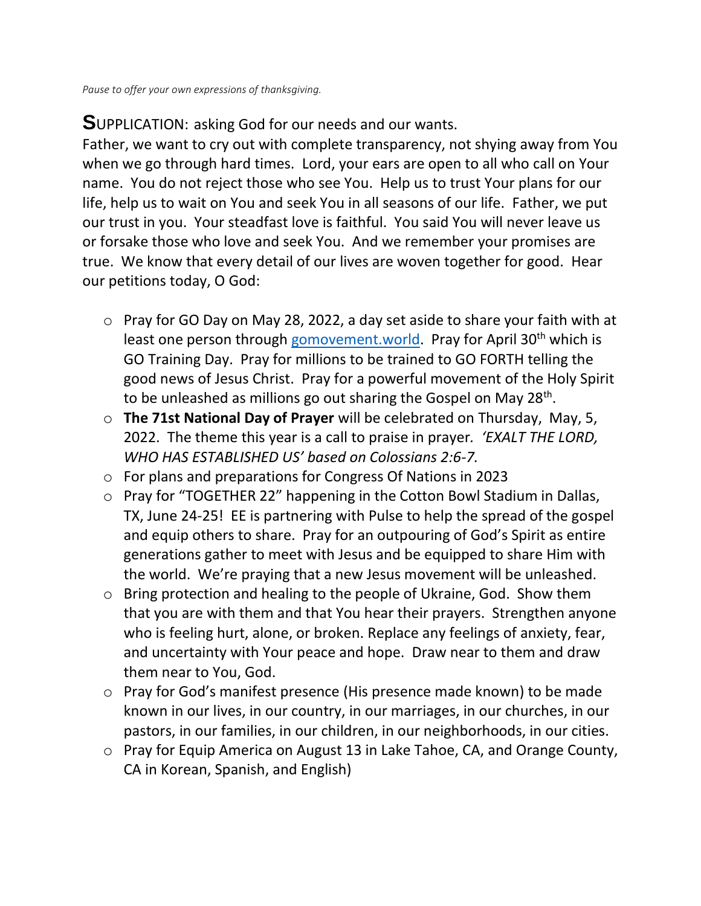*Pause to offer your own expressions of thanksgiving.*

**S**UPPLICATION: asking God for our needs and our wants.

Father, we want to cry out with complete transparency, not shying away from You when we go through hard times. Lord, your ears are open to all who call on Your name. You do not reject those who see You. Help us to trust Your plans for our life, help us to wait on You and seek You in all seasons of our life. Father, we put our trust in you. Your steadfast love is faithful. You said You will never leave us or forsake those who love and seek You. And we remember your promises are true. We know that every detail of our lives are woven together for good. Hear our petitions today, O God:

- Pray for GO Day on May 28, 2022, a day set aside to share your faith with at least one person through [gomovement.world](gomovement.world). Pray for April 30th which is GO Training Day. Pray for millions to be trained to GO FORTH telling the good news of Jesus Christ. Pray for a powerful movement of the Holy Spirit to be unleashed as millions go out sharing the Gospel on May 28th.
- **The 71st National Day of Prayer** will be celebrated on Thursday, May, 5, 2022. The theme this year is a call to praise in prayer. *'EXALT THE LORD, WHO HAS ESTABLISHED US' based on Colossians 2:6-7.*
- For plans and preparations for Congress Of Nations in 2023
- Pray for "TOGETHER 22" happening in the Cotton Bowl Stadium in Dallas, TX, June 24-25! EE is partnering with Pulse to help the spread of the gospel and equip others to share. Pray for an outpouring of God's Spirit as entire generations gather to meet with Jesus and be equipped to share Him with the world. We're praying that a new Jesus movement will be unleashed.
- Bring protection and healing to the people of Ukraine, God. Show them that you are with them and that You hear their prayers. Strengthen anyone who is feeling hurt, alone, or broken. Replace any feelings of anxiety, fear, and uncertainty with Your peace and hope. Draw near to them and draw them near to You, God.
- Pray for God's manifest presence (His presence made known) to be made known in our lives, in our country, in our marriages, in our churches, in our pastors, in our families, in our children, in our neighborhoods, in our cities.
- Pray for Equip America on August 13 in Lake Tahoe, CA, and Orange County, CA in Korean, Spanish, and English)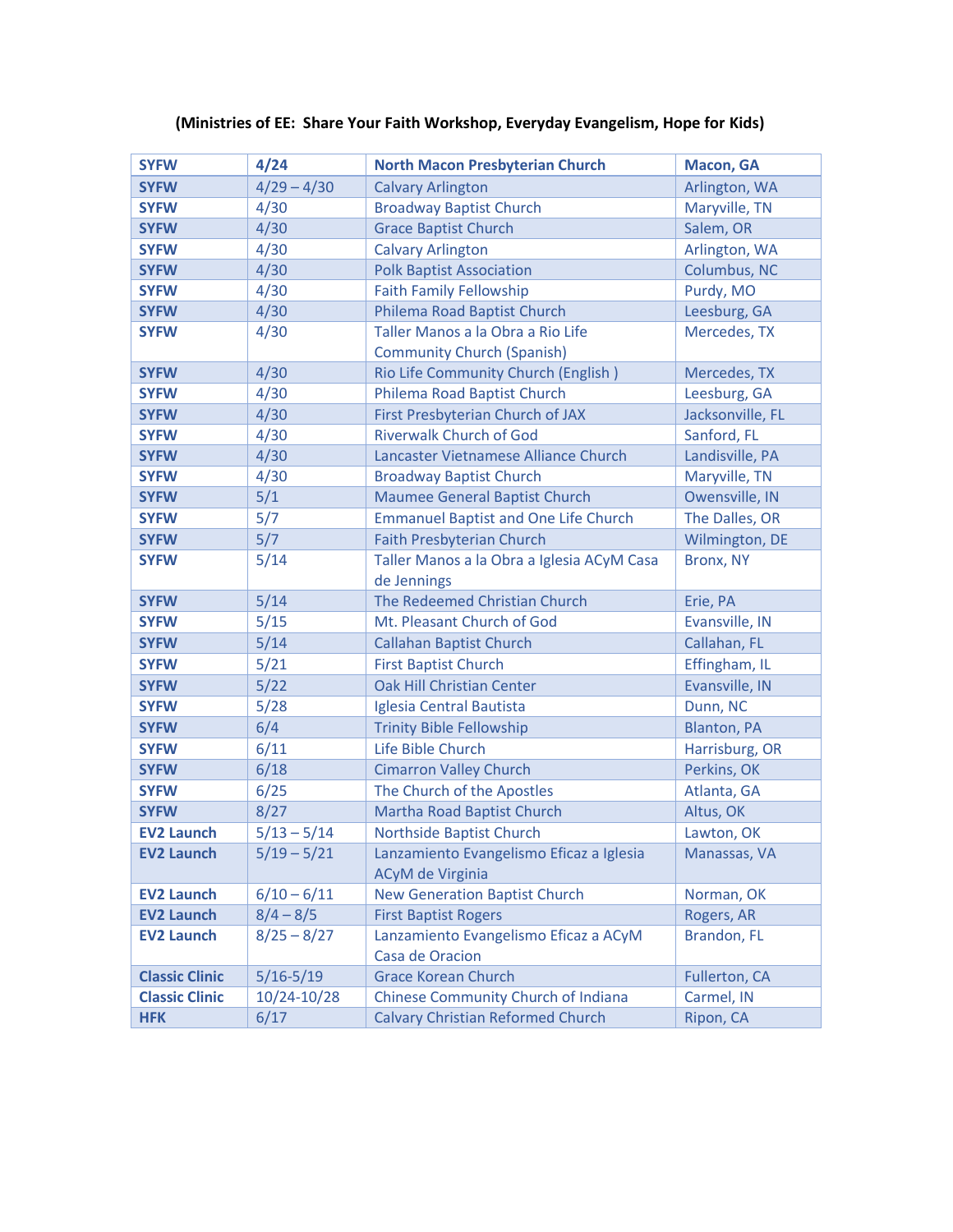**(Ministries of EE: Share Your Faith Workshop, Everyday Evangelism, Hope for Kids)**

| | | | |
|---|---|---|---|
| **SYFW** | **4/24** | **North Macon Presbyterian Church** | **Macon, GA** |
| **SYFW** | 4/29 – 4/30 | Calvary Arlington | Arlington, WA |
| **SYFW** | 4/30 | Broadway Baptist Church | Maryville, TN |
| **SYFW** | 4/30 | Grace Baptist Church | Salem, OR |
| **SYFW** | 4/30 | Calvary Arlington | Arlington, WA |
| **SYFW** | 4/30 | Polk Baptist Association | Columbus, NC |
| **SYFW** | 4/30 | Faith Family Fellowship | Purdy, MO |
| **SYFW** | 4/30 | Philema Road Baptist Church | Leesburg, GA |
| **SYFW** | 4/30 | Taller Manos a la Obra a Rio Life Community Church (Spanish) | Mercedes, TX |
| **SYFW** | 4/30 | Rio Life Community Church (English ) | Mercedes, TX |
| **SYFW** | 4/30 | Philema Road Baptist Church | Leesburg, GA |
| **SYFW** | 4/30 | First Presbyterian Church of JAX | Jacksonville, FL |
| **SYFW** | 4/30 | Riverwalk Church of God | Sanford, FL |
| **SYFW** | 4/30 | Lancaster Vietnamese Alliance Church | Landisville, PA |
| **SYFW** | 4/30 | Broadway Baptist Church | Maryville, TN |
| **SYFW** | 5/1 | Maumee General Baptist Church | Owensville, IN |
| **SYFW** | 5/7 | Emmanuel Baptist and One Life Church | The Dalles, OR |
| **SYFW** | 5/7 | Faith Presbyterian Church | Wilmington, DE |
| **SYFW** | 5/14 | Taller Manos a la Obra a Iglesia ACyM Casa de Jennings | Bronx, NY |
| **SYFW** | 5/14 | The Redeemed Christian Church | Erie, PA |
| **SYFW** | 5/15 | Mt. Pleasant Church of God | Evansville, IN |
| **SYFW** | 5/14 | Callahan Baptist Church | Callahan, FL |
| **SYFW** | 5/21 | First Baptist Church | Effingham, IL |
| **SYFW** | 5/22 | Oak Hill Christian Center | Evansville, IN |
| **SYFW** | 5/28 | Iglesia Central Bautista | Dunn, NC |
| **SYFW** | 6/4 | Trinity Bible Fellowship | Blanton, PA |
| **SYFW** | 6/11 | Life Bible Church | Harrisburg, OR |
| **SYFW** | 6/18 | Cimarron Valley Church | Perkins, OK |
| **SYFW** | 6/25 | The Church of the Apostles | Atlanta, GA |
| **SYFW** | 8/27 | Martha Road Baptist Church | Altus, OK |
| **EV2 Launch** | 5/13 – 5/14 | Northside Baptist Church | Lawton, OK |
| **EV2 Launch** | 5/19 – 5/21 | Lanzamiento Evangelismo Eficaz a Iglesia ACyM de Virginia | Manassas, VA |
| **EV2 Launch** | 6/10 – 6/11 | New Generation Baptist Church | Norman, OK |
| **EV2 Launch** | 8/4 – 8/5 | First Baptist Rogers | Rogers, AR |
| **EV2 Launch** | 8/25 – 8/27 | Lanzamiento Evangelismo Eficaz a ACyM Casa de Oracion | Brandon, FL |
| **Classic Clinic** | 5/16-5/19 | Grace Korean Church | Fullerton, CA |
| **Classic Clinic** | 10/24-10/28 | Chinese Community Church of Indiana | Carmel, IN |
| **HFK** | 6/17 | Calvary Christian Reformed Church | Ripon, CA |